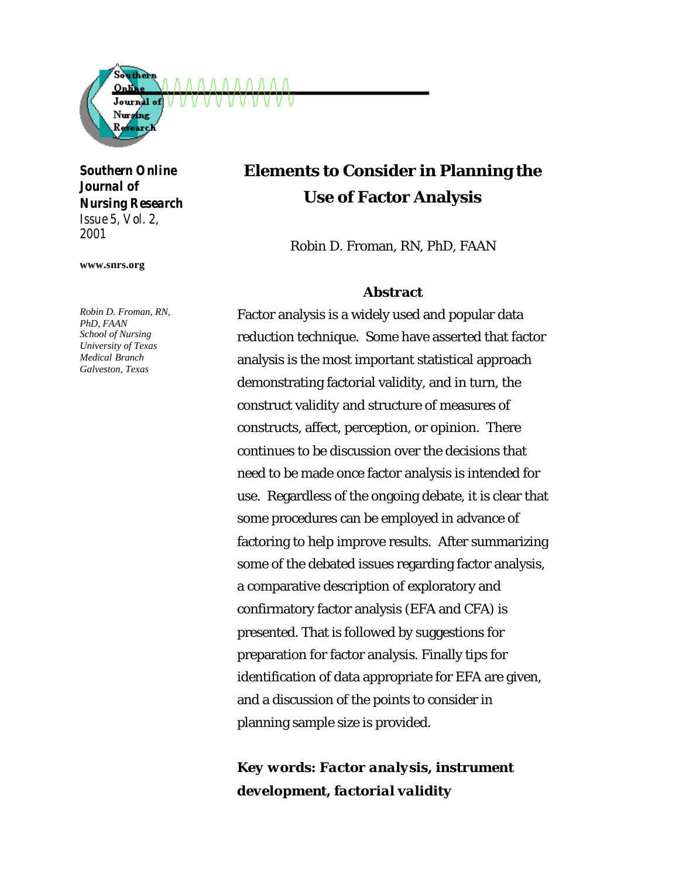**Southern Online Journal of Nursing Research**
*Issue 5, Vol. 2, 2001*

**www.snrs.org**

*Robin D. Froman, RN, PhD, FAAN*
*School of Nursing*
*University of Texas Medical Branch*
*Galveston, Texas*

# Elements to Consider in Planning the Use of Factor Analysis

Robin D. Froman, RN, PhD, FAAN

## Abstract

Factor analysis is a widely used and popular data reduction technique. Some have asserted that factor analysis is the most important statistical approach demonstrating factorial validity, and in turn, the construct validity and structure of measures of constructs, affect, perception, or opinion. There continues to be discussion over the decisions that need to be made once factor analysis is intended for use. Regardless of the ongoing debate, it is clear that some procedures can be employed in advance of factoring to help improve results. After summarizing some of the debated issues regarding factor analysis, a comparative description of exploratory and confirmatory factor analysis (EFA and CFA) is presented. That is followed by suggestions for preparation for factor analysis. Finally tips for identification of data appropriate for EFA are given, and a discussion of the points to consider in planning sample size is provided.

***Key words: Factor analysis, instrument development, factorial validity***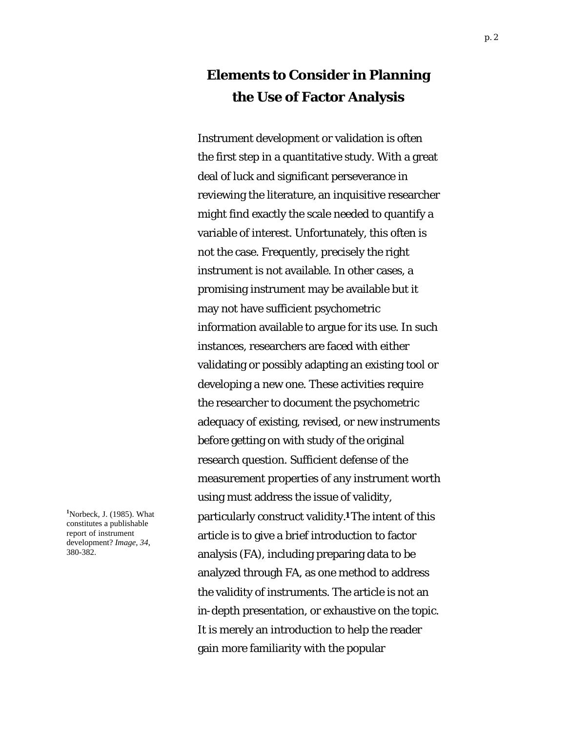# Elements to Consider in Planning the Use of Factor Analysis

Instrument development or validation is often the first step in a quantitative study. With a great deal of luck and significant perseverance in reviewing the literature, an inquisitive researcher might find exactly the scale needed to quantify a variable of interest. Unfortunately, this often is not the case. Frequently, precisely the right instrument is not available. In other cases, a promising instrument may be available but it may not have sufficient psychometric information available to argue for its use. In such instances, researchers are faced with either validating or possibly adapting an existing tool or developing a new one. These activities require the researcher to document the psychometric adequacy of existing, revised, or new instruments before getting on with study of the original research question. Sufficient defense of the measurement properties of any instrument worth using must address the issue of validity, particularly construct validity.[1] The intent of this article is to give a brief introduction to factor analysis (FA), including preparing data to be analyzed through FA, as one method to address the validity of instruments. The article is not an in-depth presentation, or exhaustive on the topic. It is merely an introduction to help the reader gain more familiarity with the popular

[1] Norbeck, J. (1985). What constitutes a publishable report of instrument development? *Image, 34*, 380-382.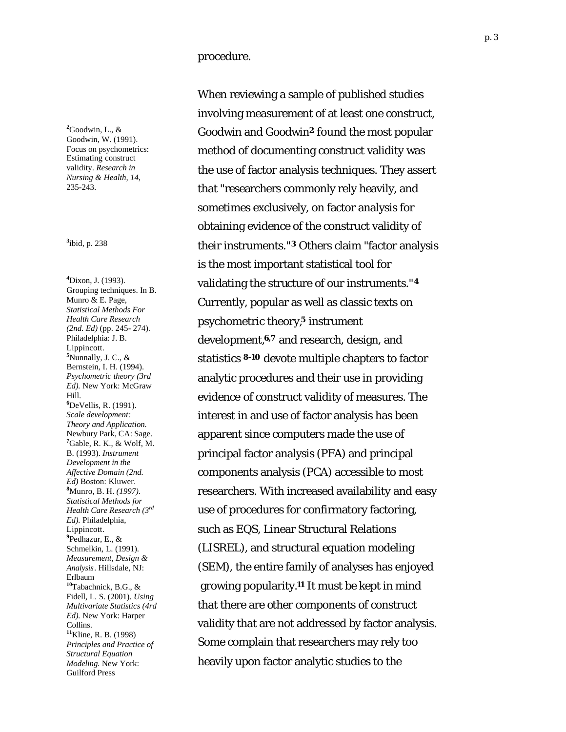procedure.

When reviewing a sample of published studies involving measurement of at least one construct, Goodwin and Goodwin[2] found the most popular method of documenting construct validity was the use of factor analysis techniques. They assert that "researchers commonly rely heavily, and sometimes exclusively, on factor analysis for obtaining evidence of the construct validity of their instruments."[3] Others claim "factor analysis is the most important statistical tool for validating the structure of our instruments."[4] Currently, popular as well as classic texts on psychometric theory,[5] instrument development,[6,7] and research, design, and statistics [8-10] devote multiple chapters to factor analytic procedures and their use in providing evidence of construct validity of measures. The interest in and use of factor analysis has been apparent since computers made the use of principal factor analysis (PFA) and principal components analysis (PCA) accessible to most researchers. With increased availability and easy use of procedures for confirmatory factoring, such as EQS, Linear Structural Relations (LISREL), and structural equation modeling (SEM), the entire family of analyses has enjoyed growing popularity.[11] It must be kept in mind that there are other components of construct validity that are not addressed by factor analysis. Some complain that researchers may rely too heavily upon factor analytic studies to the

[2]Goodwin, L., & Goodwin, W. (1991). Focus on psychometrics: Estimating construct validity. *Research in Nursing & Health, 14*, 235-243.

[3]ibid, p. 238

[4]Dixon, J. (1993). Grouping techniques. In B. Munro & E. Page, *Statistical Methods For Health Care Research (2nd. Ed)* (pp. 245- 274). Philadelphia: J. B. Lippincott.

[5]Nunnally, J. C., & Bernstein, I. H. (1994). *Psychometric theory (3rd Ed).* New York: McGraw Hill.

[6]DeVellis, R. (1991). *Scale development: Theory and Application.* Newbury Park, CA: Sage.

[7]Gable, R. K., & Wolf, M. B. (1993). *Instrument Development in the Affective Domain (2nd. Ed)* Boston: Kluwer.

[8]Munro, B. H. *(1997). Statistical Methods for Health Care Research (3rd Ed).* Philadelphia, Lippincott.

[9]Pedhazur, E., & Schmelkin, L. (1991). *Measurement, Design & Analysis*. Hillsdale, NJ: Erlbaum

[10]Tabachnick, B.G., & Fidell, L. S. (2001). *Using Multivariate Statistics (4rd Ed).* New York: Harper Collins.

[11]Kline, R. B. (1998) *Principles and Practice of Structural Equation Modeling.* New York: Guilford Press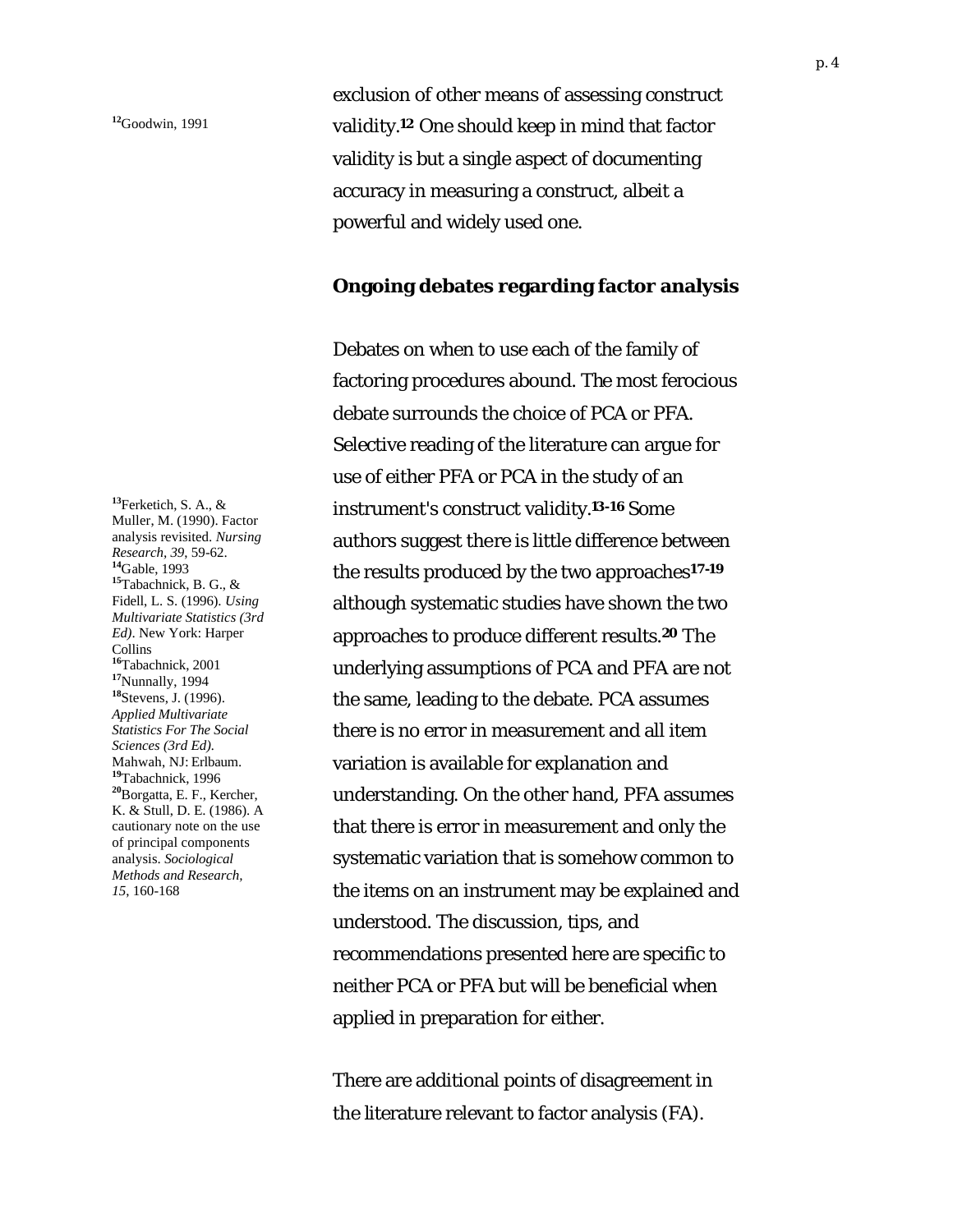exclusion of other means of assessing construct validity.[12] One should keep in mind that factor validity is but a single aspect of documenting accuracy in measuring a construct, albeit a powerful and widely used one.

[12]Goodwin, 1991

## Ongoing debates regarding factor analysis

Debates on when to use each of the family of factoring procedures abound. The most ferocious debate surrounds the choice of PCA or PFA. Selective reading of the literature can argue for use of either PFA or PCA in the study of an instrument's construct validity.[13-16] Some authors suggest there is little difference between the results produced by the two approaches[17-19] although systematic studies have shown the two approaches to produce different results.[20] The underlying assumptions of PCA and PFA are not the same, leading to the debate. PCA assumes there is no error in measurement and all item variation is available for explanation and understanding. On the other hand, PFA assumes that there is error in measurement and only the systematic variation that is somehow common to the items on an instrument may be explained and understood. The discussion, tips, and recommendations presented here are specific to neither PCA or PFA but will be beneficial when applied in preparation for either.

[13]Ferketich, S. A., & Muller, M. (1990). Factor analysis revisited. *Nursing Research, 39*, 59-62.
[14]Gable, 1993
[15]Tabachnick, B. G., & Fidell, L. S. (1996). *Using Multivariate Statistics (3rd Ed)*. New York: Harper Collins
[16]Tabachnick, 2001
[17]Nunnally, 1994
[18]Stevens, J. (1996). *Applied Multivariate Statistics For The Social Sciences (3rd Ed).* Mahwah, NJ: Erlbaum.
[19]Tabachnick, 1996
[20]Borgatta, E. F., Kercher, K. & Stull, D. E. (1986). A cautionary note on the use of principal components analysis. *Sociological Methods and Research, 15*, 160-168

There are additional points of disagreement in the literature relevant to factor analysis (FA).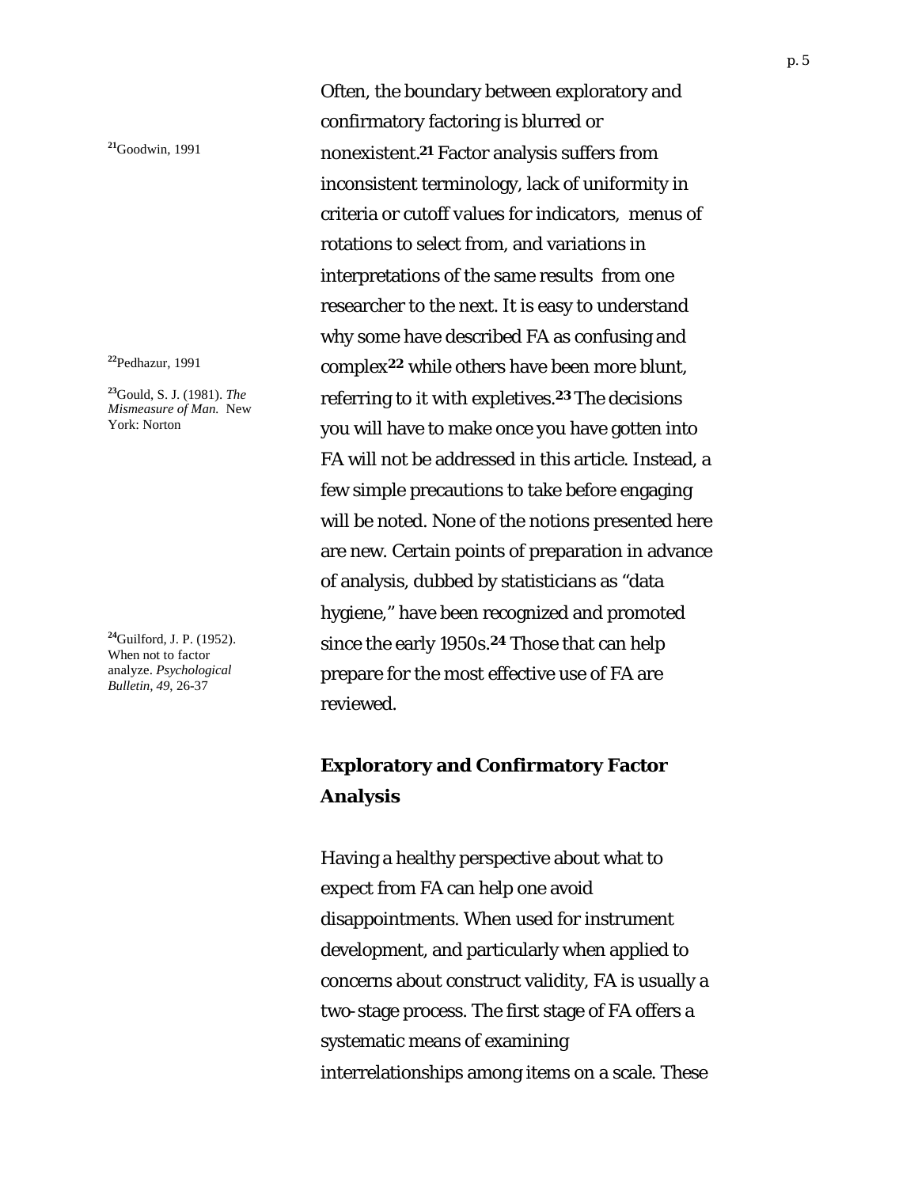Often, the boundary between exploratory and confirmatory factoring is blurred or nonexistent.[21] Factor analysis suffers from inconsistent terminology, lack of uniformity in criteria or cutoff values for indicators, menus of rotations to select from, and variations in interpretations of the same results from one researcher to the next. It is easy to understand why some have described FA as confusing and complex[22] while others have been more blunt, referring to it with expletives.[23] The decisions you will have to make once you have gotten into FA will not be addressed in this article. Instead, a few simple precautions to take before engaging will be noted. None of the notions presented here are new. Certain points of preparation in advance of analysis, dubbed by statisticians as "data hygiene," have been recognized and promoted since the early 1950s.[24] Those that can help prepare for the most effective use of FA are reviewed.

[21] Goodwin, 1991

[22] Pedhazur, 1991

[23] Gould, S. J. (1981). *The Mismeasure of Man.* New York: Norton

[24] Guilford, J. P. (1952). When not to factor analyze. *Psychological Bulletin*, *49*, 26-37

## Exploratory and Confirmatory Factor Analysis

Having a healthy perspective about what to expect from FA can help one avoid disappointments. When used for instrument development, and particularly when applied to concerns about construct validity, FA is usually a two-stage process. The first stage of FA offers a systematic means of examining interrelationships among items on a scale. These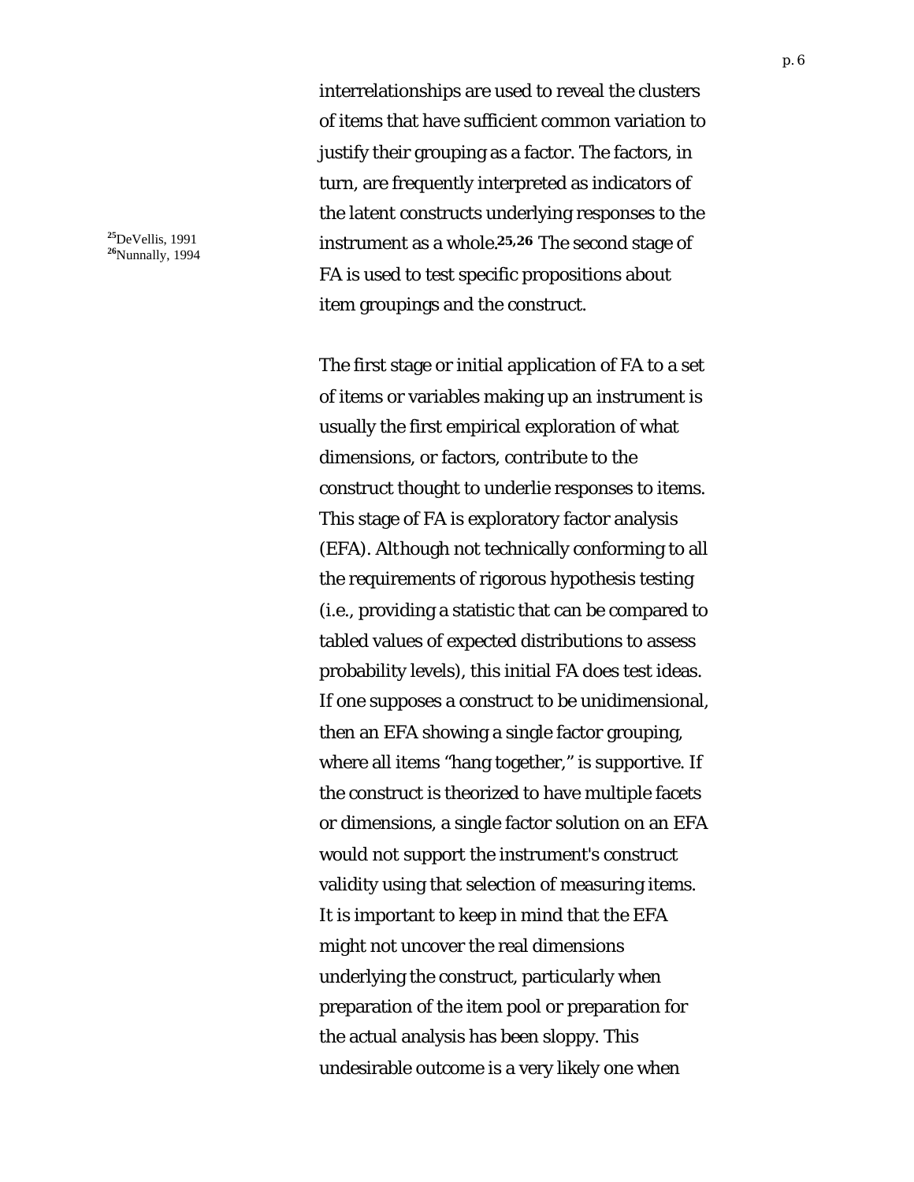interrelationships are used to reveal the clusters of items that have sufficient common variation to justify their grouping as a factor. The factors, in turn, are frequently interpreted as indicators of the latent constructs underlying responses to the instrument as a whole.[25,26] The second stage of FA is used to test specific propositions about item groupings and the construct.

[25]DeVellis, 1991
[26]Nunnally, 1994

The first stage or initial application of FA to a set of items or variables making up an instrument is usually the first empirical exploration of what dimensions, or factors, contribute to the construct thought to underlie responses to items. This stage of FA is exploratory factor analysis (EFA). Although not technically conforming to all the requirements of rigorous hypothesis testing (i.e., providing a statistic that can be compared to tabled values of expected distributions to assess probability levels), this initial FA does test ideas. If one supposes a construct to be unidimensional, then an EFA showing a single factor grouping, where all items "hang together," is supportive. If the construct is theorized to have multiple facets or dimensions, a single factor solution on an EFA would not support the instrument's construct validity using that selection of measuring items. It is important to keep in mind that the EFA might not uncover the real dimensions underlying the construct, particularly when preparation of the item pool or preparation for the actual analysis has been sloppy. This undesirable outcome is a very likely one when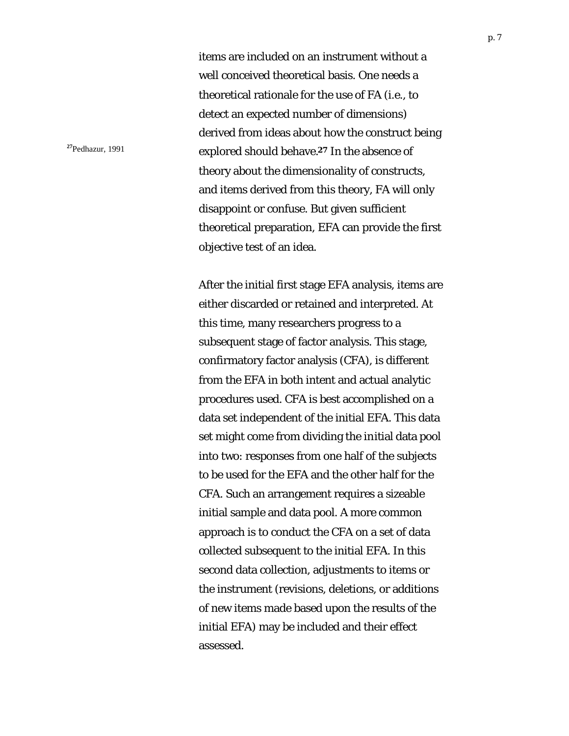items are included on an instrument without a well conceived theoretical basis. One needs a theoretical rationale for the use of FA (i.e., to detect an expected number of dimensions) derived from ideas about how the construct being explored should behave.[27] In the absence of theory about the dimensionality of constructs, and items derived from this theory, FA will only disappoint or confuse. But given sufficient theoretical preparation, EFA can provide the first objective test of an idea.

[27] Pedhazur, 1991

After the initial first stage EFA analysis, items are either discarded or retained and interpreted. At this time, many researchers progress to a subsequent stage of factor analysis. This stage, confirmatory factor analysis (CFA), is different from the EFA in both intent and actual analytic procedures used. CFA is best accomplished on a data set independent of the initial EFA. This data set might come from dividing the initial data pool into two: responses from one half of the subjects to be used for the EFA and the other half for the CFA. Such an arrangement requires a sizeable initial sample and data pool. A more common approach is to conduct the CFA on a set of data collected subsequent to the initial EFA. In this second data collection, adjustments to items or the instrument (revisions, deletions, or additions of new items made based upon the results of the initial EFA) may be included and their effect assessed.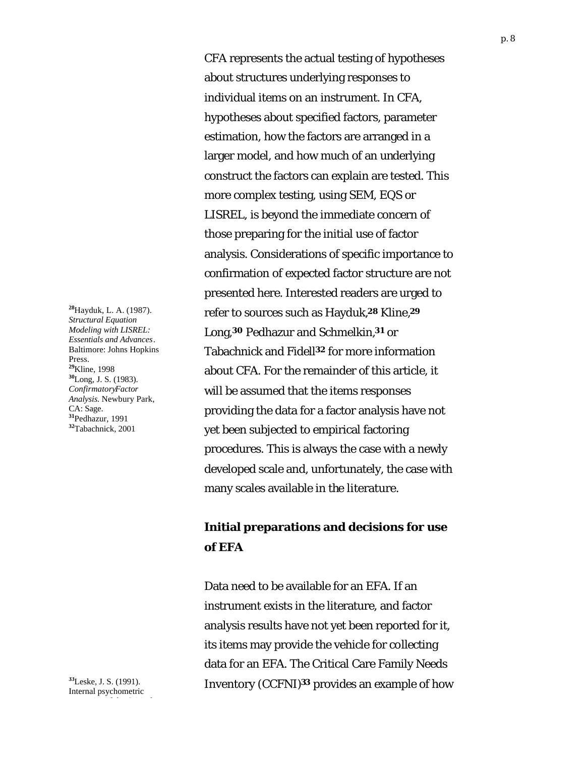CFA represents the actual testing of hypotheses about structures underlying responses to individual items on an instrument. In CFA, hypotheses about specified factors, parameter estimation, how the factors are arranged in a larger model, and how much of an underlying construct the factors can explain are tested. This more complex testing, using SEM, EQS or LISREL, is beyond the immediate concern of those preparing for the initial use of factor analysis. Considerations of specific importance to confirmation of expected factor structure are not presented here. Interested readers are urged to refer to sources such as Hayduk,[28] Kline,[29] Long,[30] Pedhazur and Schmelkin,[31] or Tabachnick and Fidell[32] for more information about CFA. For the remainder of this article, it will be assumed that the items responses providing the data for a factor analysis have not yet been subjected to empirical factoring procedures. This is always the case with a newly developed scale and, unfortunately, the case with many scales available in the literature.

[28]Hayduk, L. A. (1987). *Structural Equation Modeling with LISREL: Essentials and Advances*. Baltimore: Johns Hopkins Press.
[29]Kline, 1998
[30]Long, J. S. (1983). *ConfirmatoryFactor Analysis.* Newbury Park, CA: Sage.
[31]Pedhazur, 1991
[32]Tabachnick, 2001

## Initial preparations and decisions for use of EFA

Data need to be available for an EFA. If an instrument exists in the literature, and factor analysis results have not yet been reported for it, its items may provide the vehicle for collecting data for an EFA. The Critical Care Family Needs Inventory (CCFNI)[33] provides an example of how

[33]Leske, J. S. (1991). Internal psychometric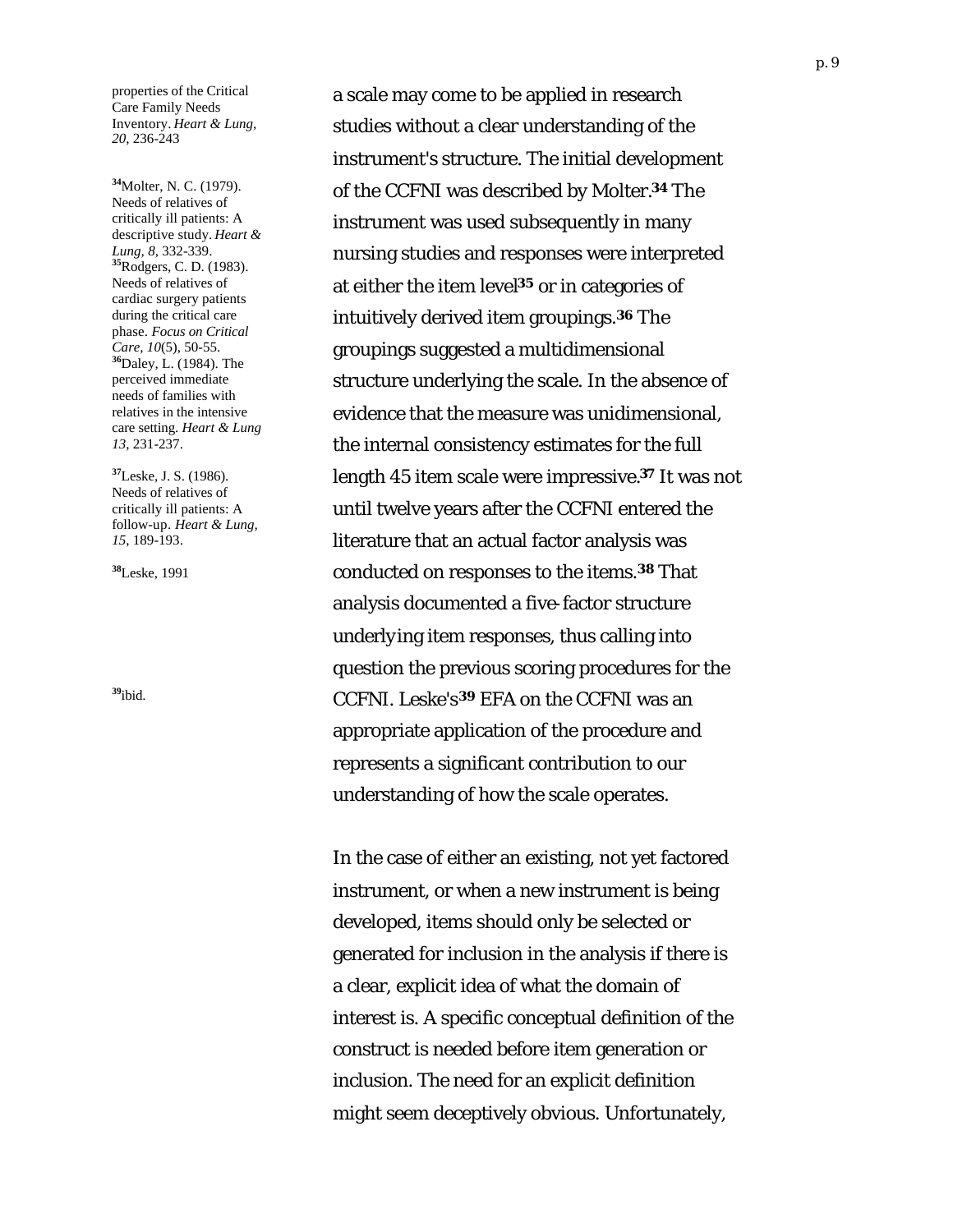properties of the Critical Care Family Needs Inventory. *Heart & Lung, 20*, 236-243

[34]Molter, N. C. (1979). Needs of relatives of critically ill patients: A descriptive study. *Heart & Lung, 8*, 332-339.

[35]Rodgers, C. D. (1983). Needs of relatives of cardiac surgery patients during the critical care phase. *Focus on Critical Care, 10*(5), 50-55.

[36]Daley, L. (1984). The perceived immediate needs of families with relatives in the intensive care setting. *Heart & Lung 13*, 231-237.

[37]Leske, J. S. (1986). Needs of relatives of critically ill patients: A follow-up. *Heart & Lung, 15*, 189-193.

[38]Leske, 1991

[39]ibid.

a scale may come to be applied in research studies without a clear understanding of the instrument's structure. The initial development of the CCFNI was described by Molter.**[34]** The instrument was used subsequently in many nursing studies and responses were interpreted at either the item level**[35]** or in categories of intuitively derived item groupings.**[36]** The groupings suggested a multidimensional structure underlying the scale. In the absence of evidence that the measure was unidimensional, the internal consistency estimates for the full length 45 item scale were impressive.**[37]** It was not until twelve years after the CCFNI entered the literature that an actual factor analysis was conducted on responses to the items.**[38]** That analysis documented a five-factor structure underlying item responses, thus calling into question the previous scoring procedures for the CCFNI. Leske's**[39]** EFA on the CCFNI was an appropriate application of the procedure and represents a significant contribution to our understanding of how the scale operates.

In the case of either an existing, not yet factored instrument, or when a new instrument is being developed, items should only be selected or generated for inclusion in the analysis if there is a clear, explicit idea of what the domain of interest is. A specific conceptual definition of the construct is needed before item generation or inclusion. The need for an explicit definition might seem deceptively obvious. Unfortunately,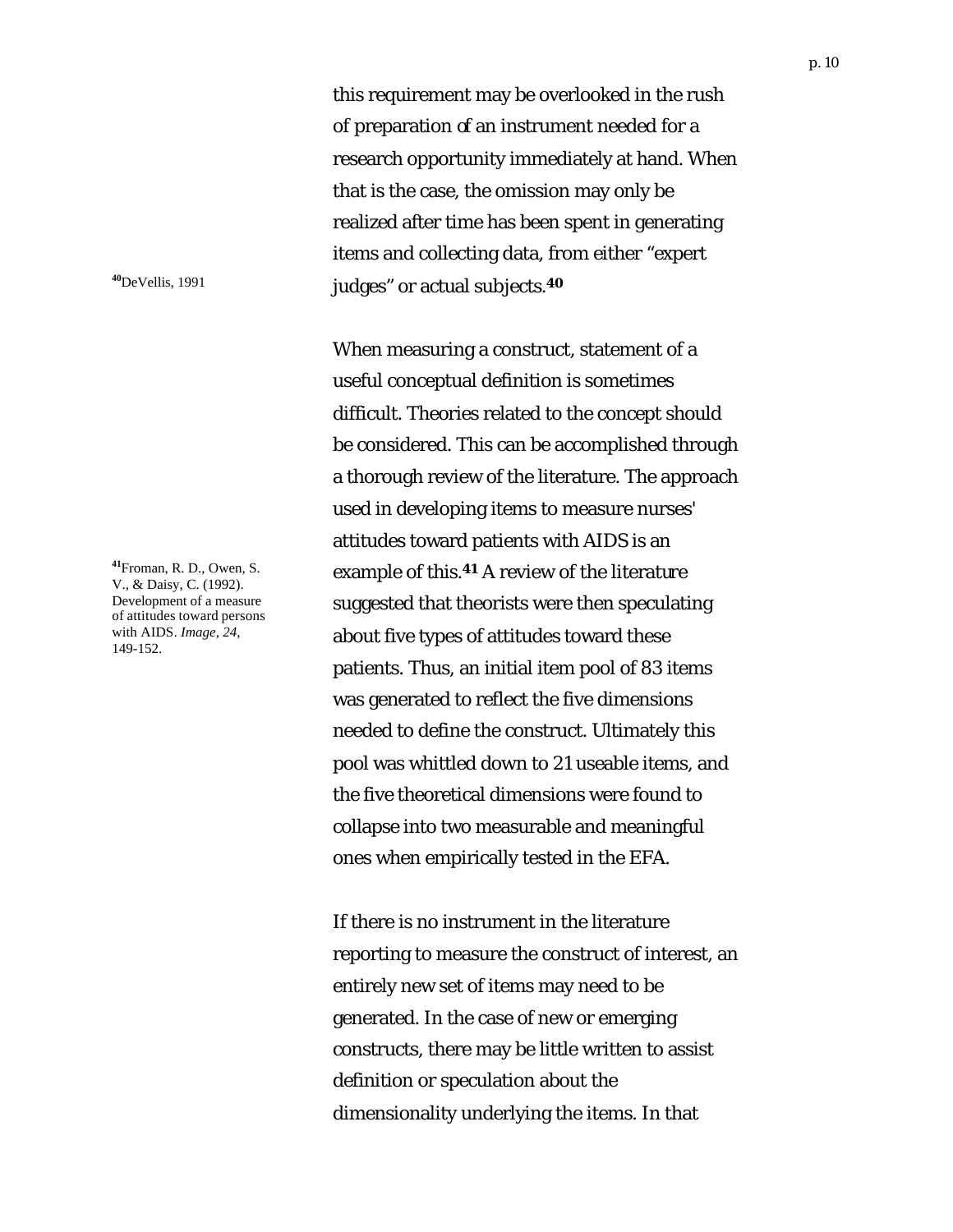this requirement may be overlooked in the rush of preparation of an instrument needed for a research opportunity immediately at hand. When that is the case, the omission may only be realized after time has been spent in generating items and collecting data, from either "expert judges" or actual subjects.[40]

[40] DeVellis, 1991

When measuring a construct, statement of a useful conceptual definition is sometimes difficult. Theories related to the concept should be considered. This can be accomplished through a thorough review of the literature. The approach used in developing items to measure nurses' attitudes toward patients with AIDS is an example of this.[41] A review of the literature suggested that theorists were then speculating about five types of attitudes toward these patients. Thus, an initial item pool of 83 items was generated to reflect the five dimensions needed to define the construct. Ultimately this pool was whittled down to 21 useable items, and the five theoretical dimensions were found to collapse into two measurable and meaningful ones when empirically tested in the EFA.

[41] Froman, R. D., Owen, S. V., & Daisy, C. (1992). Development of a measure of attitudes toward persons with AIDS. *Image*, *24*, 149-152.

If there is no instrument in the literature reporting to measure the construct of interest, an entirely new set of items may need to be generated. In the case of new or emerging constructs, there may be little written to assist definition or speculation about the dimensionality underlying the items. In that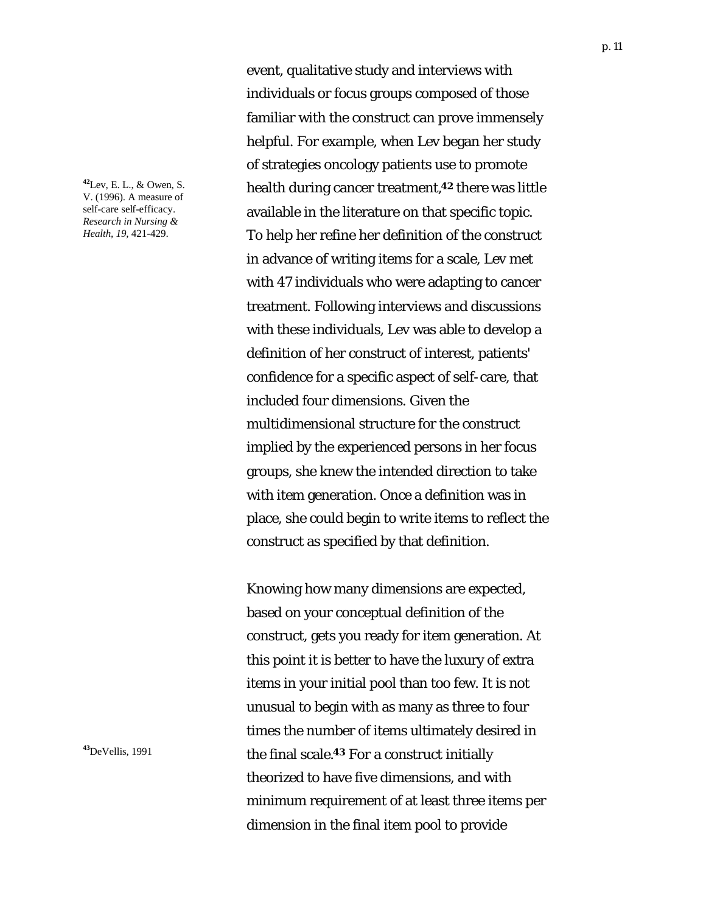event, qualitative study and interviews with individuals or focus groups composed of those familiar with the construct can prove immensely helpful. For example, when Lev began her study of strategies oncology patients use to promote health during cancer treatment,[42] there was little available in the literature on that specific topic. To help her refine her definition of the construct in advance of writing items for a scale, Lev met with 47 individuals who were adapting to cancer treatment. Following interviews and discussions with these individuals, Lev was able to develop a definition of her construct of interest, patients' confidence for a specific aspect of self-care, that included four dimensions. Given the multidimensional structure for the construct implied by the experienced persons in her focus groups, she knew the intended direction to take with item generation. Once a definition was in place, she could begin to write items to reflect the construct as specified by that definition.

Knowing how many dimensions are expected, based on your conceptual definition of the construct, gets you ready for item generation. At this point it is better to have the luxury of extra items in your initial pool than too few. It is not unusual to begin with as many as three to four times the number of items ultimately desired in the final scale.[43] For a construct initially theorized to have five dimensions, and with minimum requirement of at least three items per dimension in the final item pool to provide

[42] Lev, E. L., & Owen, S. V. (1996). A measure of self-care self-efficacy. *Research in Nursing & Health, 19*, 421-429.

[43] DeVellis, 1991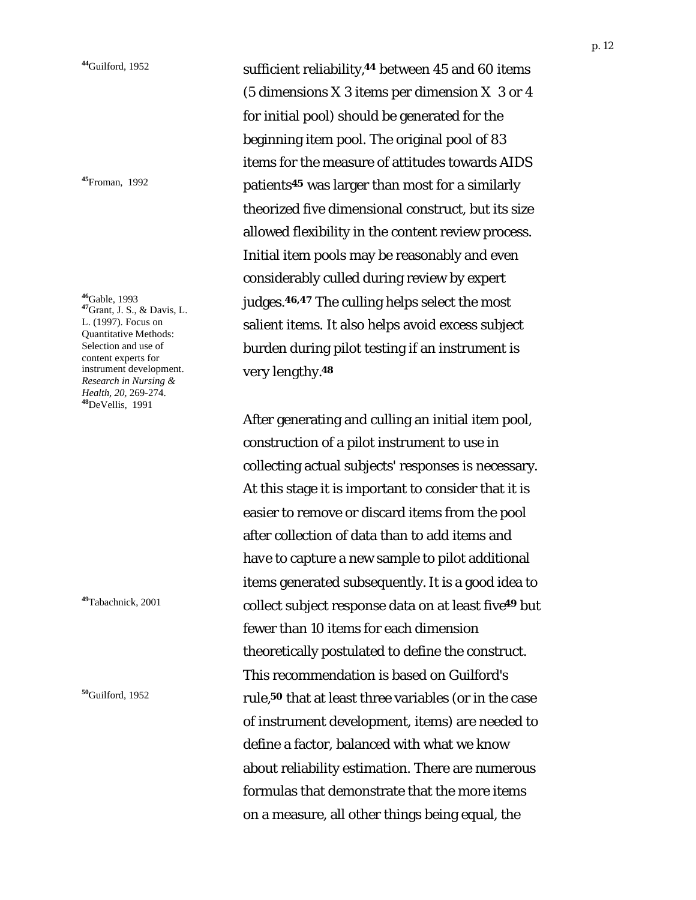sufficient reliability,[44] between 45 and 60 items (5 dimensions X 3 items per dimension X 3 or 4 for initial pool) should be generated for the beginning item pool. The original pool of 83 items for the measure of attitudes towards AIDS patients[45] was larger than most for a similarly theorized five dimensional construct, but its size allowed flexibility in the content review process. Initial item pools may be reasonably and even considerably culled during review by expert judges.[46,47] The culling helps select the most salient items. It also helps avoid excess subject burden during pilot testing if an instrument is very lengthy.[48]

After generating and culling an initial item pool, construction of a pilot instrument to use in collecting actual subjects' responses is necessary. At this stage it is important to consider that it is easier to remove or discard items from the pool after collection of data than to add items and have to capture a new sample to pilot additional items generated subsequently. It is a good idea to collect subject response data on at least five[49] but fewer than 10 items for each dimension theoretically postulated to define the construct. This recommendation is based on Guilford's rule,[50] that at least three variables (or in the case of instrument development, items) are needed to define a factor, balanced with what we know about reliability estimation. There are numerous formulas that demonstrate that the more items on a measure, all other things being equal, the

[44] Guilford, 1952

[45] Froman, 1992

[46] Gable, 1993

[47] Grant, J. S., & Davis, L. L. (1997). Focus on Quantitative Methods: Selection and use of content experts for instrument development. *Research in Nursing & Health, 20*, 269-274.

[48] DeVellis, 1991

[49] Tabachnick, 2001

[50] Guilford, 1952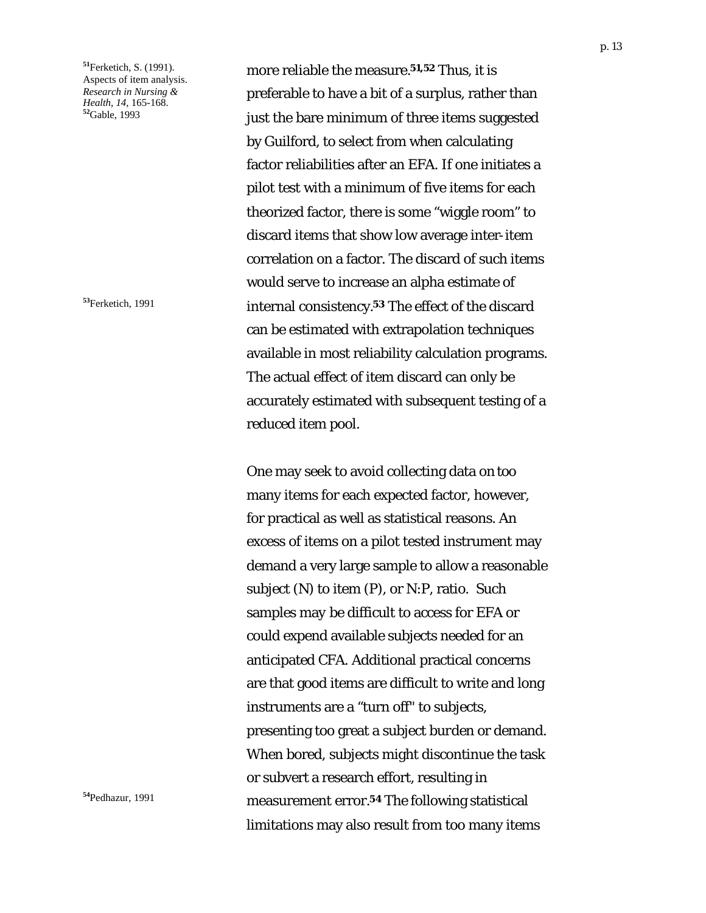more reliable the measure.[51,52] Thus, it is preferable to have a bit of a surplus, rather than just the bare minimum of three items suggested by Guilford, to select from when calculating factor reliabilities after an EFA. If one initiates a pilot test with a minimum of five items for each theorized factor, there is some "wiggle room" to discard items that show low average inter-item correlation on a factor. The discard of such items would serve to increase an alpha estimate of internal consistency.[53] The effect of the discard can be estimated with extrapolation techniques available in most reliability calculation programs. The actual effect of item discard can only be accurately estimated with subsequent testing of a reduced item pool.

One may seek to avoid collecting data on too many items for each expected factor, however, for practical as well as statistical reasons. An excess of items on a pilot tested instrument may demand a very large sample to allow a reasonable subject (N) to item (P), or N:P, ratio. Such samples may be difficult to access for EFA or could expend available subjects needed for an anticipated CFA. Additional practical concerns are that good items are difficult to write and long instruments are a "turn off" to subjects, presenting too great a subject burden or demand. When bored, subjects might discontinue the task or subvert a research effort, resulting in measurement error.[54] The following statistical limitations may also result from too many items

[51] Ferketich, S. (1991). Aspects of item analysis. *Research in Nursing & Health, 14*, 165-168.
[52] Gable, 1993
[53] Ferketich, 1991
[54] Pedhazur, 1991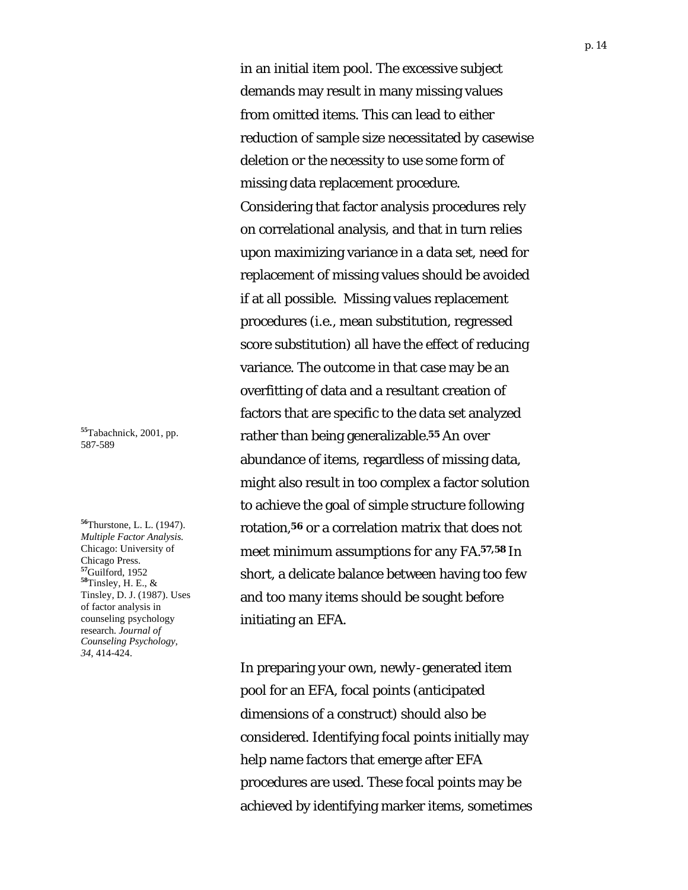in an initial item pool. The excessive subject demands may result in many missing values from omitted items. This can lead to either reduction of sample size necessitated by casewise deletion or the necessity to use some form of missing data replacement procedure. Considering that factor analysis procedures rely on correlational analysis, and that in turn relies upon maximizing variance in a data set, need for replacement of missing values should be avoided if at all possible. Missing values replacement procedures (i.e., mean substitution, regressed score substitution) all have the effect of reducing variance. The outcome in that case may be an overfitting of data and a resultant creation of factors that are specific to the data set analyzed rather than being generalizable.[55] An over abundance of items, regardless of missing data, might also result in too complex a factor solution to achieve the goal of simple structure following rotation,[56] or a correlation matrix that does not meet minimum assumptions for any FA.[57,58] In short, a delicate balance between having too few and too many items should be sought before initiating an EFA.

[55] Tabachnick, 2001, pp. 587-589

[56] Thurstone, L. L. (1947). *Multiple Factor Analysis.* Chicago: University of Chicago Press.
[57] Guilford, 1952
[58] Tinsley, H. E., & Tinsley, D. J. (1987). Uses of factor analysis in counseling psychology research. *Journal of Counseling Psychology, 34*, 414-424.

In preparing your own, newly-generated item pool for an EFA, focal points (anticipated dimensions of a construct) should also be considered. Identifying focal points initially may help name factors that emerge after EFA procedures are used. These focal points may be achieved by identifying marker items, sometimes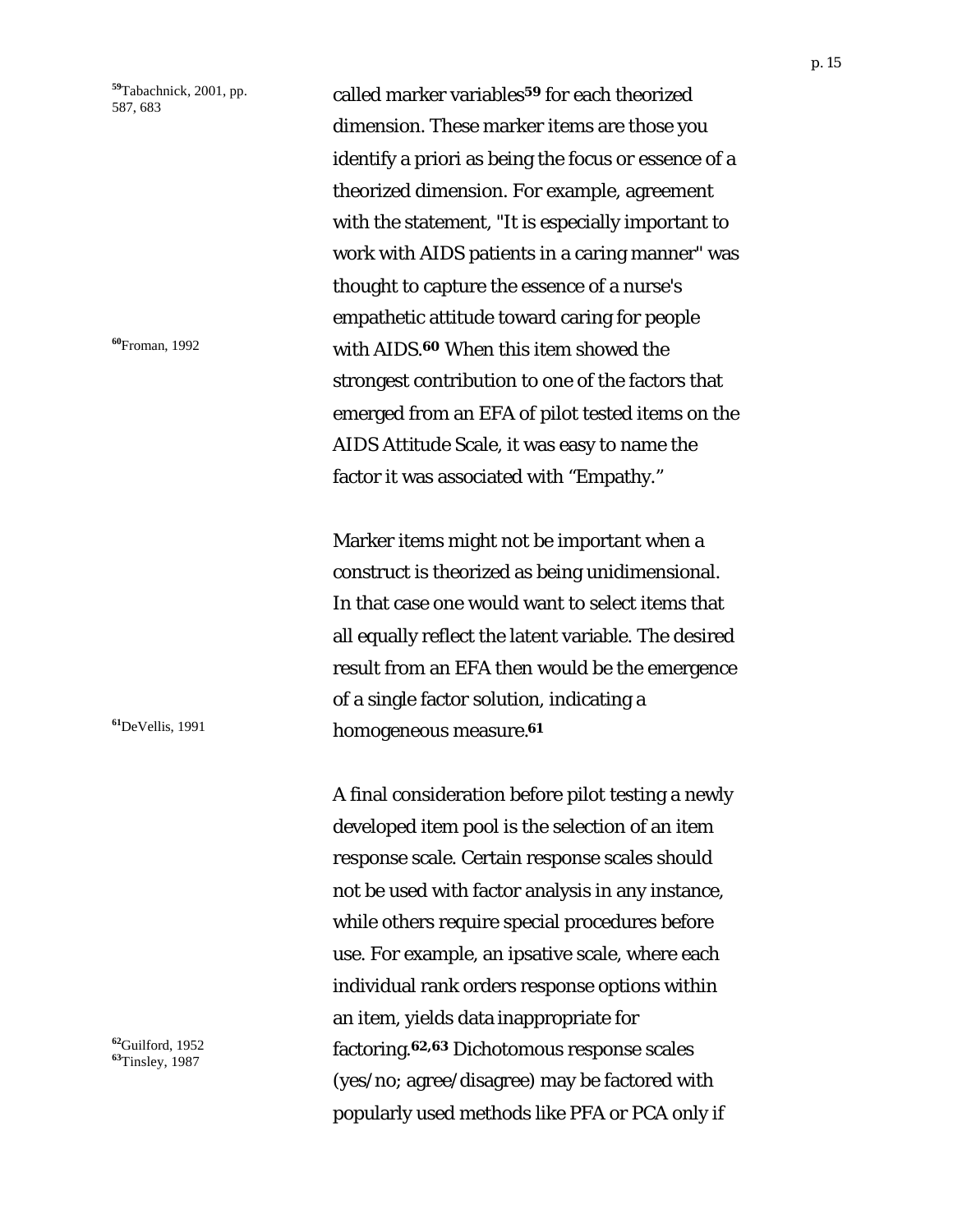called marker variables[59] for each theorized dimension. These marker items are those you identify a priori as being the focus or essence of a theorized dimension. For example, agreement with the statement, "It is especially important to work with AIDS patients in a caring manner" was thought to capture the essence of a nurse's empathetic attitude toward caring for people with AIDS.[60] When this item showed the strongest contribution to one of the factors that emerged from an EFA of pilot tested items on the AIDS Attitude Scale, it was easy to name the factor it was associated with "Empathy."

Marker items might not be important when a construct is theorized as being unidimensional. In that case one would want to select items that all equally reflect the latent variable. The desired result from an EFA then would be the emergence of a single factor solution, indicating a homogeneous measure.[61]

A final consideration before pilot testing a newly developed item pool is the selection of an item response scale. Certain response scales should not be used with factor analysis in any instance, while others require special procedures before use. For example, an ipsative scale, where each individual rank orders response options within an item, yields data inappropriate for factoring.[62,63] Dichotomous response scales (yes/no; agree/disagree) may be factored with popularly used methods like PFA or PCA only if

[59] Tabachnick, 2001, pp. 587, 683

[60] Froman, 1992

[61] DeVellis, 1991

[62] Guilford, 1952

[63] Tinsley, 1987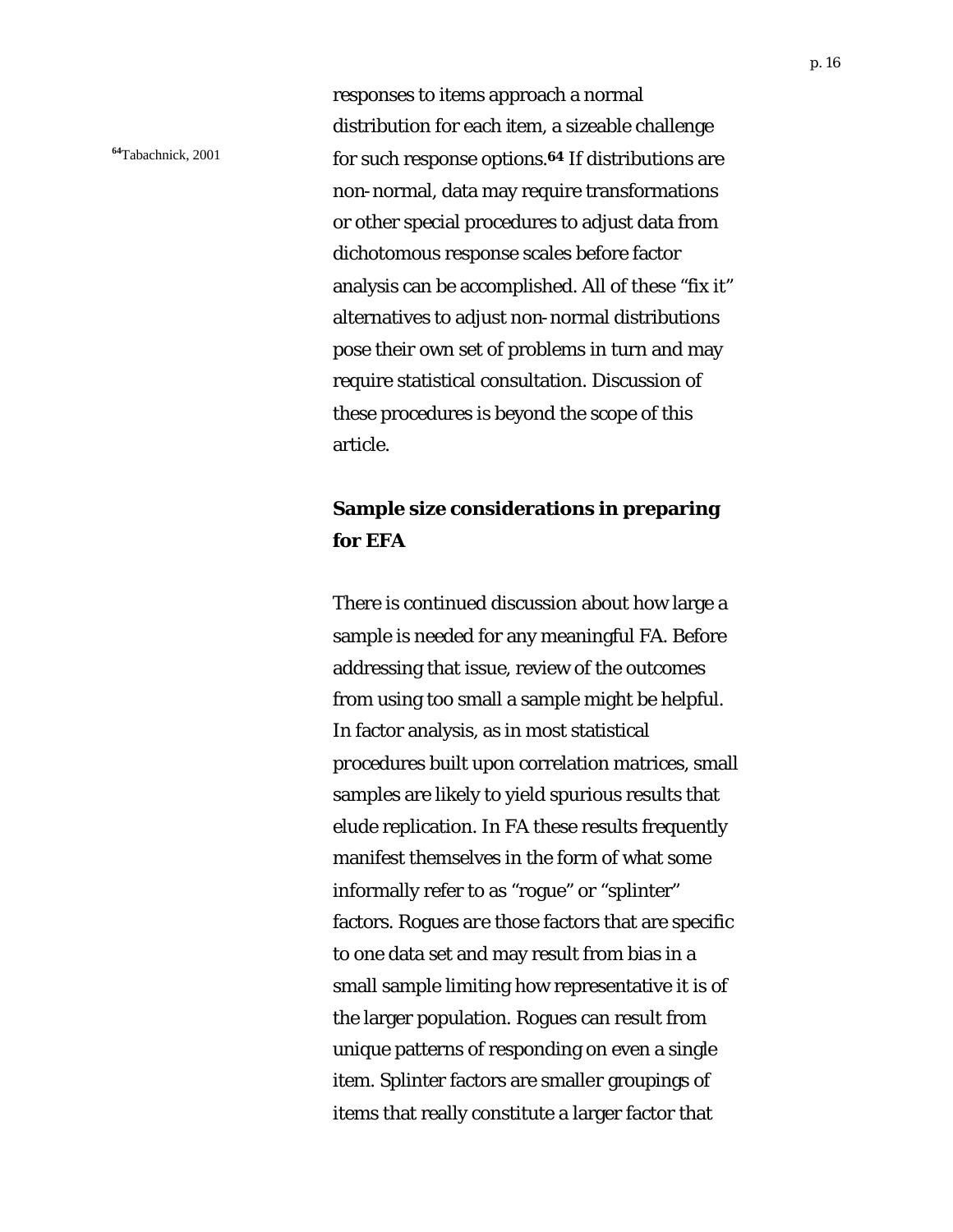responses to items approach a normal distribution for each item, a sizeable challenge for such response options.[64] If distributions are non-normal, data may require transformations or other special procedures to adjust data from dichotomous response scales before factor analysis can be accomplished. All of these "fix it" alternatives to adjust non-normal distributions pose their own set of problems in turn and may require statistical consultation. Discussion of these procedures is beyond the scope of this article.

[64] Tabachnick, 2001

## Sample size considerations in preparing for EFA

There is continued discussion about how large a sample is needed for any meaningful FA. Before addressing that issue, review of the outcomes from using too small a sample might be helpful. In factor analysis, as in most statistical procedures built upon correlation matrices, small samples are likely to yield spurious results that elude replication. In FA these results frequently manifest themselves in the form of what some informally refer to as "rogue" or "splinter" factors. Rogues are those factors that are specific to one data set and may result from bias in a small sample limiting how representative it is of the larger population. Rogues can result from unique patterns of responding on even a single item. Splinter factors are smaller groupings of items that really constitute a larger factor that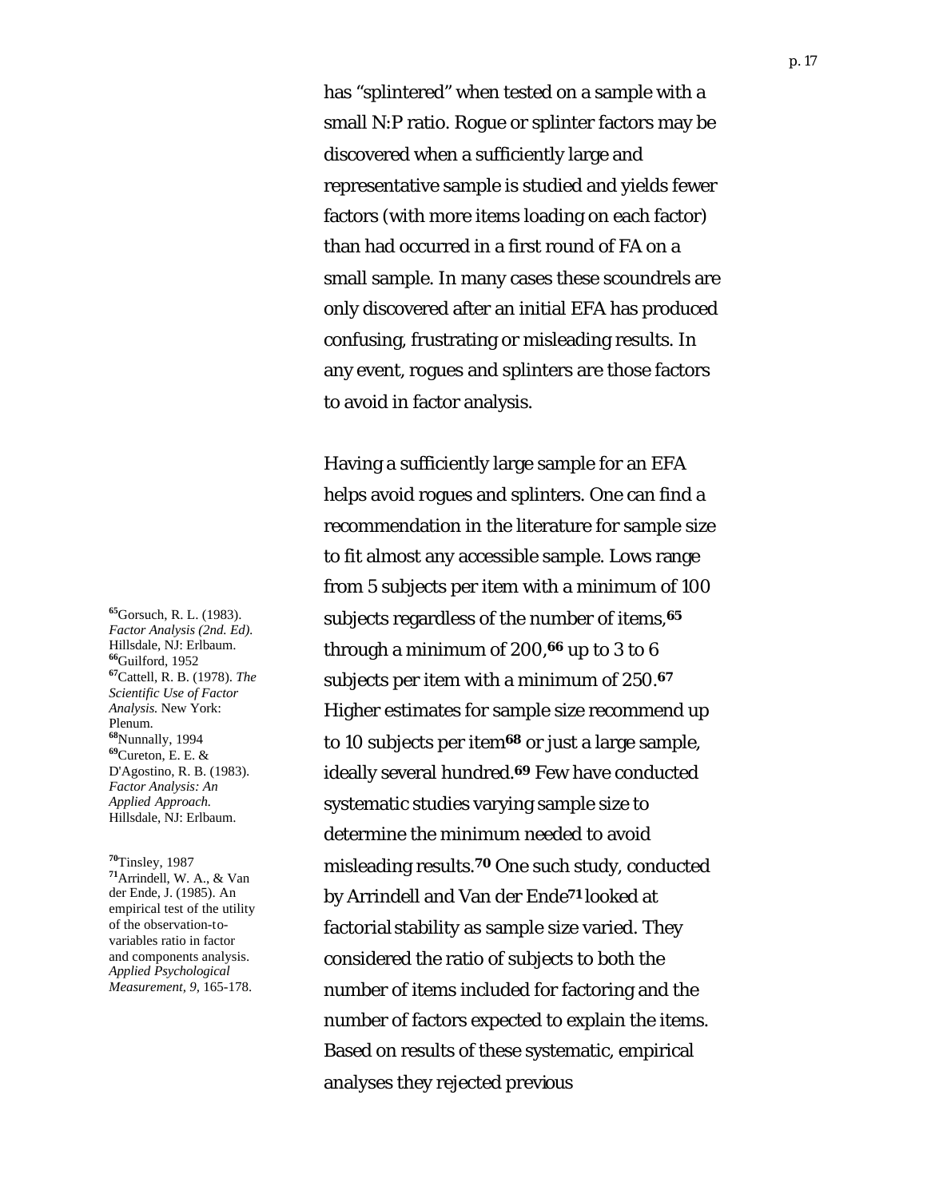has "splintered" when tested on a sample with a small N:P ratio. Rogue or splinter factors may be discovered when a sufficiently large and representative sample is studied and yields fewer factors (with more items loading on each factor) than had occurred in a first round of FA on a small sample. In many cases these scoundrels are only discovered after an initial EFA has produced confusing, frustrating or misleading results. In any event, rogues and splinters are those factors to avoid in factor analysis.

Having a sufficiently large sample for an EFA helps avoid rogues and splinters. One can find a recommendation in the literature for sample size to fit almost any accessible sample. Lows range from 5 subjects per item with a minimum of 100 subjects regardless of the number of items,[65] through a minimum of 200,[66] up to 3 to 6 subjects per item with a minimum of 250.[67] Higher estimates for sample size recommend up to 10 subjects per item[68] or just a large sample, ideally several hundred.[69] Few have conducted systematic studies varying sample size to determine the minimum needed to avoid misleading results.[70] One such study, conducted by Arrindell and Van der Ende[71] looked at factorial stability as sample size varied. They considered the ratio of subjects to both the number of items included for factoring and the number of factors expected to explain the items. Based on results of these systematic, empirical analyses they rejected previous

[65] Gorsuch, R. L. (1983). *Factor Analysis (2nd. Ed).* Hillsdale, NJ: Erlbaum.
[66] Guilford, 1952
[67] Cattell, R. B. (1978). *The Scientific Use of Factor Analysis.* New York: Plenum.
[68] Nunnally, 1994
[69] Cureton, E. E. & D'Agostino, R. B. (1983). *Factor Analysis: An Applied Approach.* Hillsdale, NJ: Erlbaum.

[70] Tinsley, 1987
[71] Arrindell, W. A., & Van der Ende, J. (1985). An empirical test of the utility of the observation-to-variables ratio in factor and components analysis. *Applied Psychological Measurement, 9*, 165-178.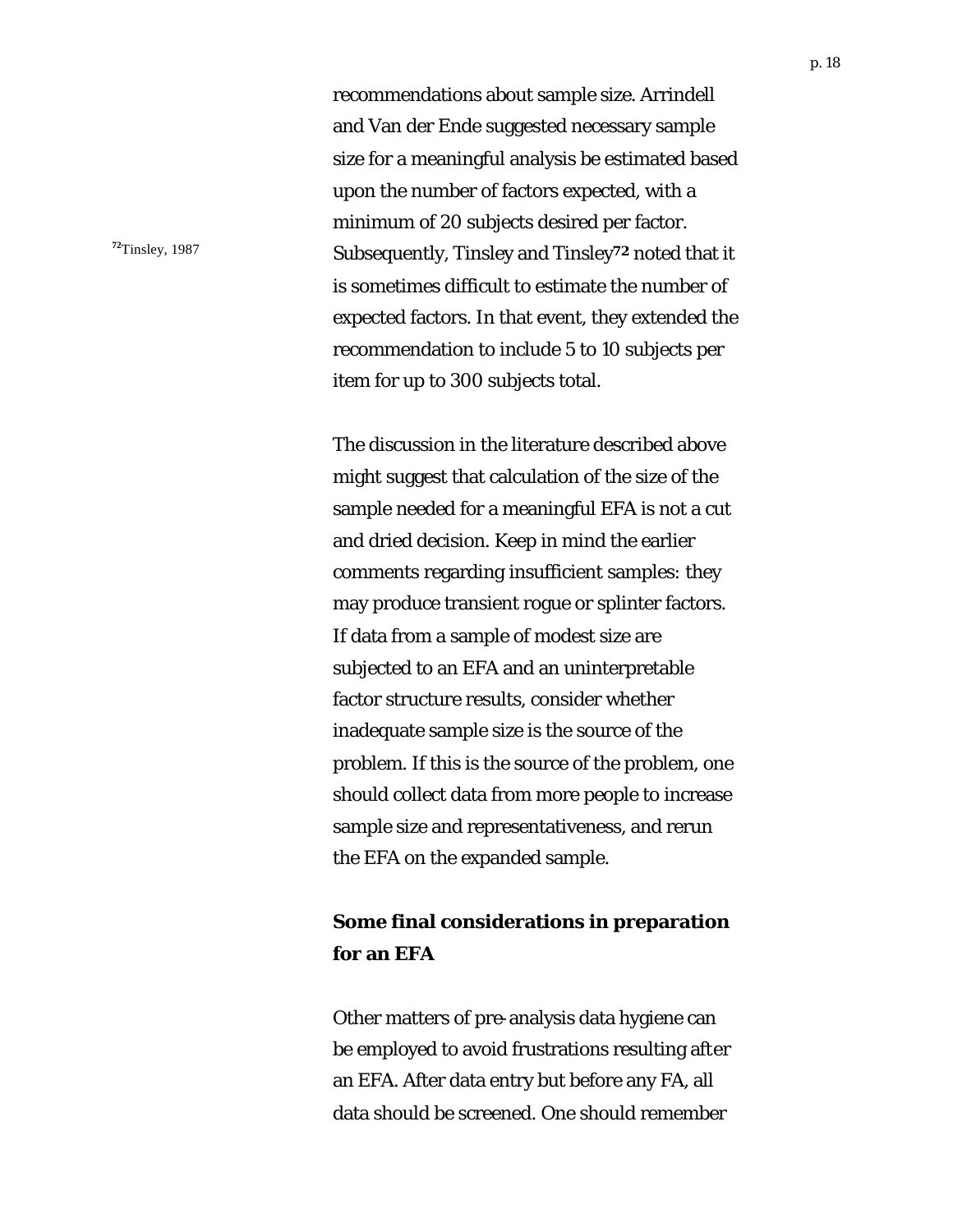recommendations about sample size. Arrindell and Van der Ende suggested necessary sample size for a meaningful analysis be estimated based upon the number of factors expected, with a minimum of 20 subjects desired per factor. Subsequently, Tinsley and Tinsley[72] noted that it is sometimes difficult to estimate the number of expected factors. In that event, they extended the recommendation to include 5 to 10 subjects per item for up to 300 subjects total.

[72] Tinsley, 1987

The discussion in the literature described above might suggest that calculation of the size of the sample needed for a meaningful EFA is not a cut and dried decision. Keep in mind the earlier comments regarding insufficient samples: they may produce transient rogue or splinter factors. If data from a sample of modest size are subjected to an EFA and an uninterpretable factor structure results, consider whether inadequate sample size is the source of the problem. If this is the source of the problem, one should collect data from more people to increase sample size and representativeness, and rerun the EFA on the expanded sample.

## Some final considerations in preparation for an EFA

Other matters of pre-analysis data hygiene can be employed to avoid frustrations resulting after an EFA. After data entry but before any FA, all data should be screened. One should remember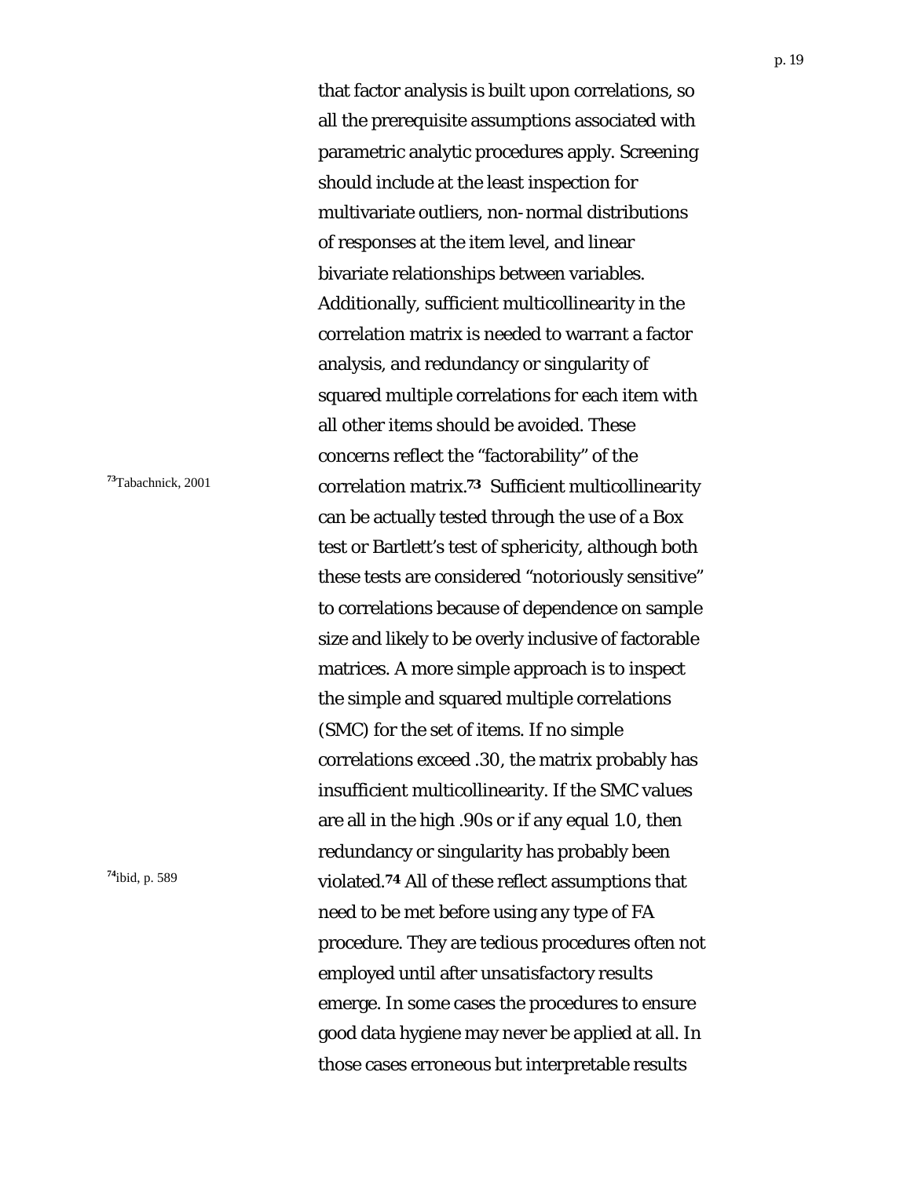that factor analysis is built upon correlations, so all the prerequisite assumptions associated with parametric analytic procedures apply. Screening should include at the least inspection for multivariate outliers, non-normal distributions of responses at the item level, and linear bivariate relationships between variables. Additionally, sufficient multicollinearity in the correlation matrix is needed to warrant a factor analysis, and redundancy or singularity of squared multiple correlations for each item with all other items should be avoided. These concerns reflect the "factorability" of the correlation matrix.[73] Sufficient multicollinearity can be actually tested through the use of a Box test or Bartlett's test of sphericity, although both these tests are considered "notoriously sensitive" to correlations because of dependence on sample size and likely to be overly inclusive of factorable matrices. A more simple approach is to inspect the simple and squared multiple correlations (SMC) for the set of items. If no simple correlations exceed .30, the matrix probably has insufficient multicollinearity. If the SMC values are all in the high .90s or if any equal 1.0, then redundancy or singularity has probably been violated.[74] All of these reflect assumptions that need to be met before using any type of FA procedure. They are tedious procedures often not employed until after unsatisfactory results emerge. In some cases the procedures to ensure good data hygiene may never be applied at all. In those cases erroneous but interpretable results

[73] Tabachnick, 2001

[74] ibid, p. 589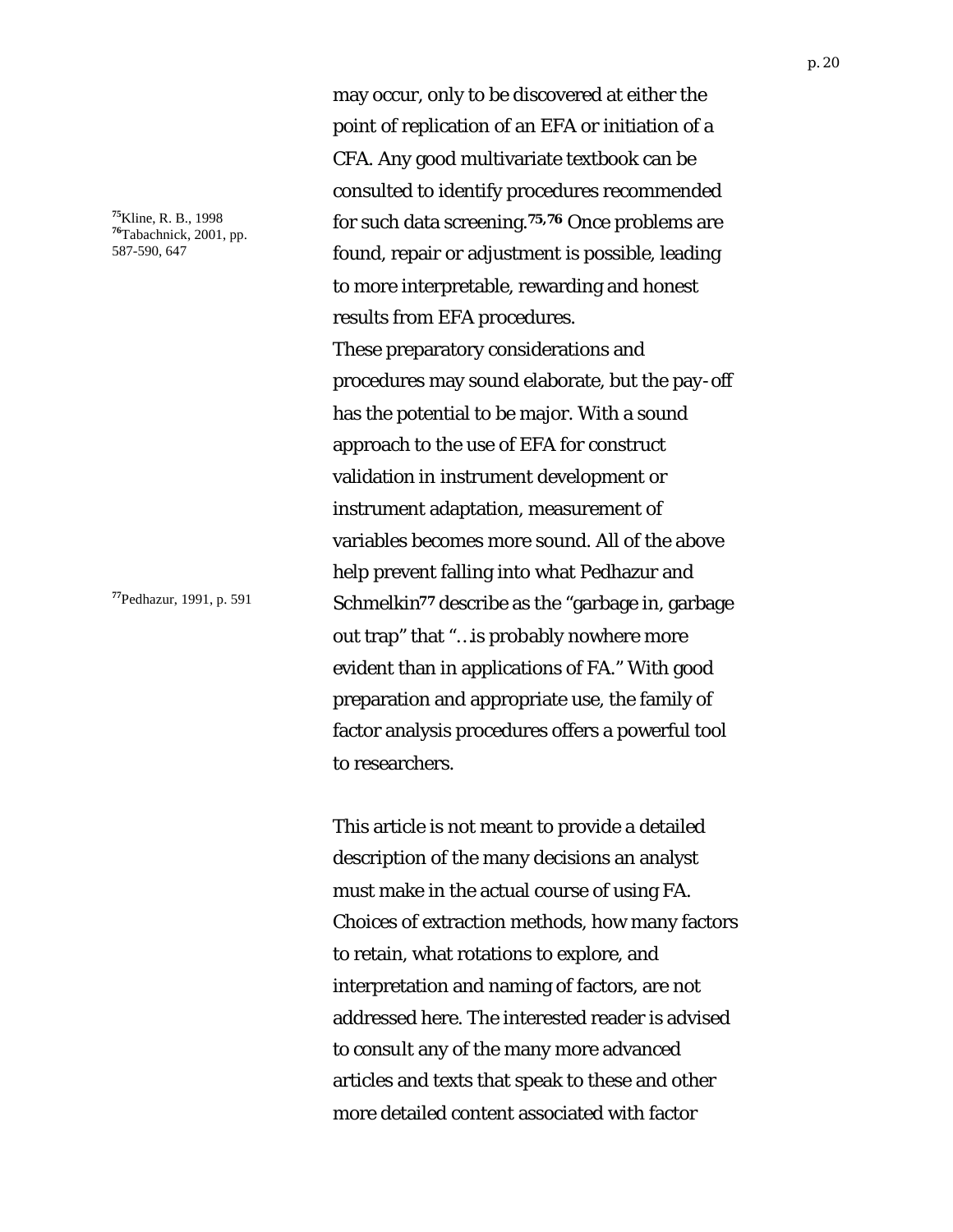may occur, only to be discovered at either the point of replication of an EFA or initiation of a CFA. Any good multivariate textbook can be consulted to identify procedures recommended for such data screening.[75,76] Once problems are found, repair or adjustment is possible, leading to more interpretable, rewarding and honest results from EFA procedures.

[75] Kline, R. B., 1998
[76] Tabachnick, 2001, pp. 587-590, 647

These preparatory considerations and procedures may sound elaborate, but the pay-off has the potential to be major. With a sound approach to the use of EFA for construct validation in instrument development or instrument adaptation, measurement of variables becomes more sound. All of the above help prevent falling into what Pedhazur and Schmelkin[77] describe as the "garbage in, garbage out trap" that "…is probably nowhere more evident than in applications of FA." With good preparation and appropriate use, the family of factor analysis procedures offers a powerful tool to researchers.

[77] Pedhazur, 1991, p. 591

This article is not meant to provide a detailed description of the many decisions an analyst must make in the actual course of using FA. Choices of extraction methods, how many factors to retain, what rotations to explore, and interpretation and naming of factors, are not addressed here. The interested reader is advised to consult any of the many more advanced articles and texts that speak to these and other more detailed content associated with factor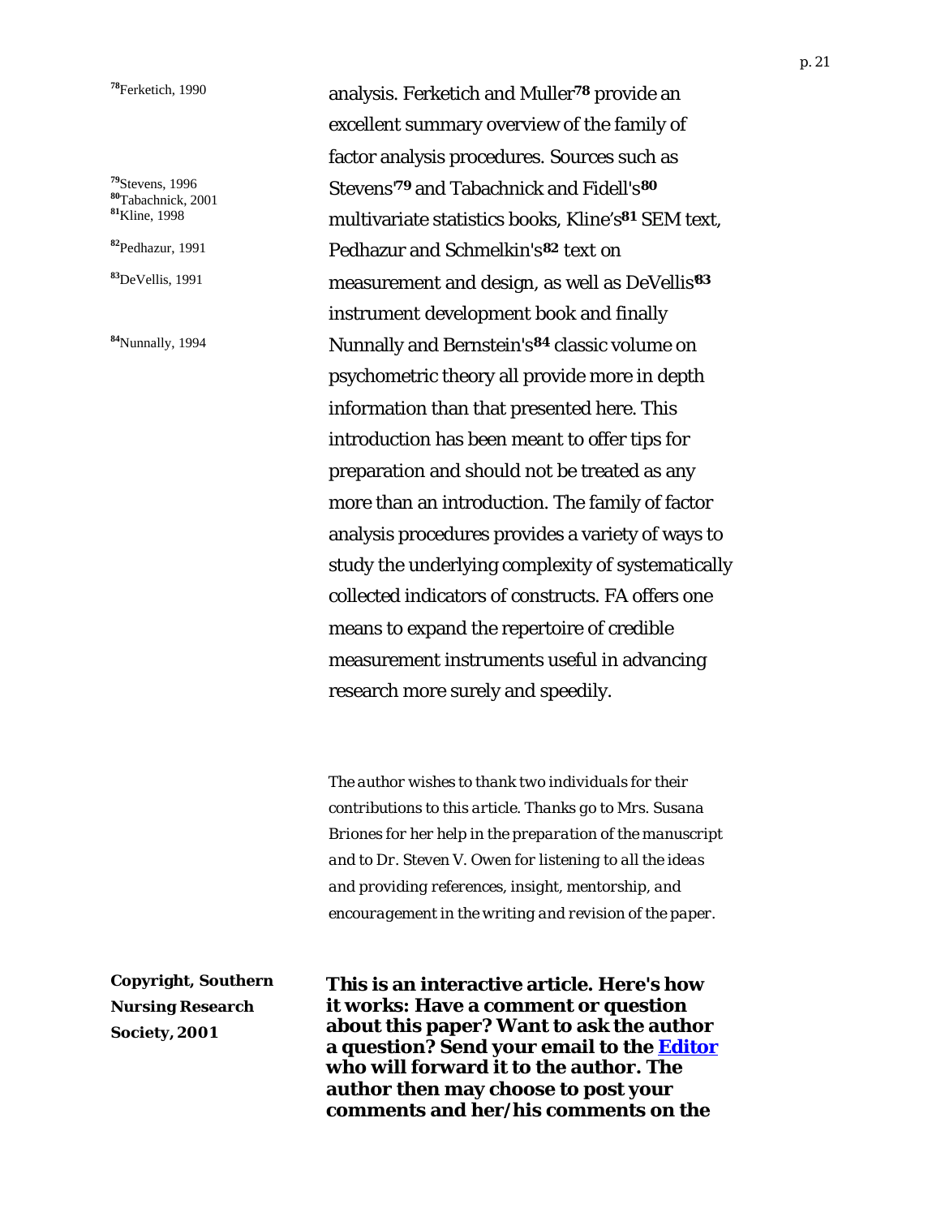analysis. Ferketich and Muller[78] provide an excellent summary overview of the family of factor analysis procedures. Sources such as Stevens'[79] and Tabachnick and Fidell's[80] multivariate statistics books, Kline's[81] SEM text, Pedhazur and Schmelkin's[82] text on measurement and design, as well as DeVellis'[83] instrument development book and finally Nunnally and Bernstein's[84] classic volume on psychometric theory all provide more in depth information than that presented here. This introduction has been meant to offer tips for preparation and should not be treated as any more than an introduction. The family of factor analysis procedures provides a variety of ways to study the underlying complexity of systematically collected indicators of constructs. FA offers one means to expand the repertoire of credible measurement instruments useful in advancing research more surely and speedily.

[78]Ferketich, 1990
[79]Stevens, 1996
[80]Tabachnick, 2001
[81]Kline, 1998
[82]Pedhazur, 1991
[83]DeVellis, 1991
[84]Nunnally, 1994

*The author wishes to thank two individuals for their contributions to this article. Thanks go to Mrs. Susana Briones for her help in the preparation of the manuscript and to Dr. Steven V. Owen for listening to all the ideas and providing references, insight, mentorship, and encouragement in the writing and revision of the paper.*

**Copyright, Southern Nursing Research Society, 2001**

**This is an interactive article. Here's how it works: Have a comment or question about this paper? Want to ask the author a question? Send your email to the [Editor] who will forward it to the author. The author then may choose to post your comments and her/his comments on the**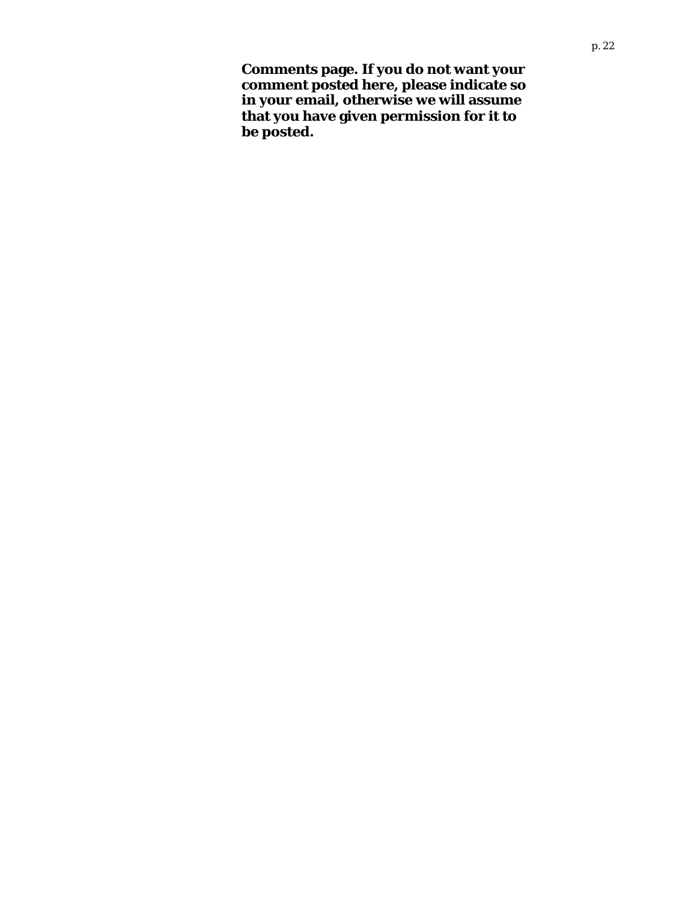**Comments page. If you do not want your comment posted here, please indicate so in your email, otherwise we will assume that you have given permission for it to be posted.**